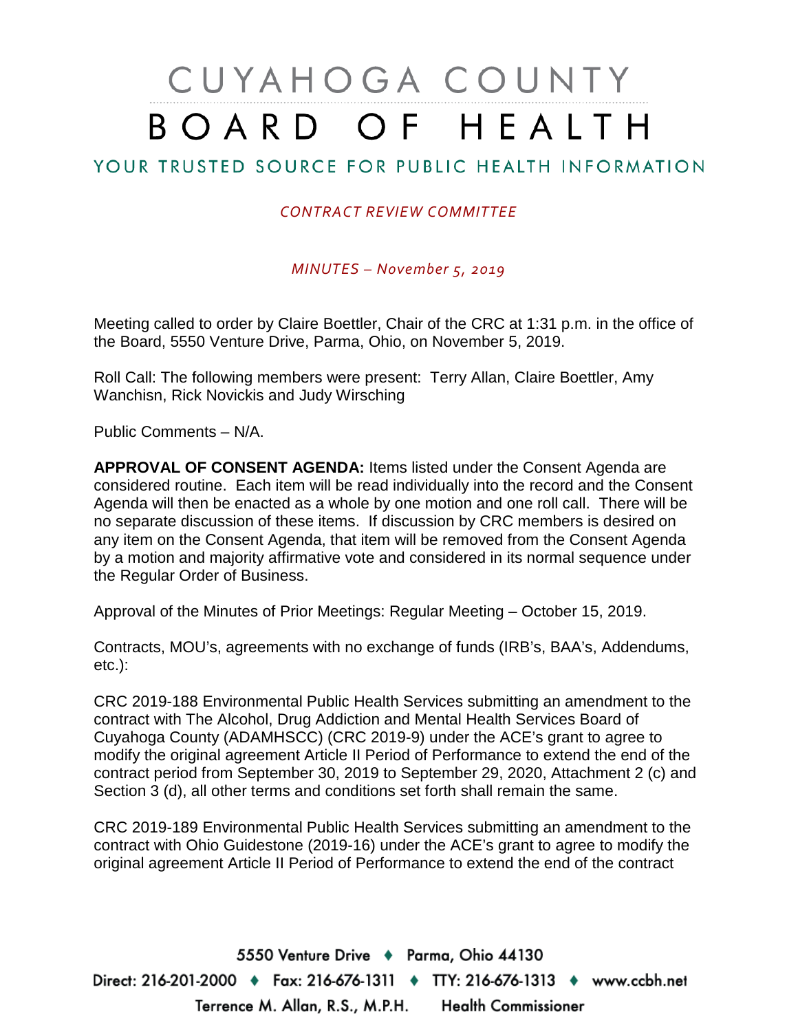# CUYAHOGA COUNTY BOARD OF HEALTH

## YOUR TRUSTED SOURCE FOR PUBLIC HEALTH INFORMATION

*CONTRACT REVIEW COMMITTEE*

*MINUTES – November 5, 2019*

Meeting called to order by Claire Boettler, Chair of the CRC at 1:31 p.m. in the office of the Board, 5550 Venture Drive, Parma, Ohio, on November 5, 2019.

Roll Call: The following members were present: Terry Allan, Claire Boettler, Amy Wanchisn, Rick Novickis and Judy Wirsching

Public Comments – N/A.

**APPROVAL OF CONSENT AGENDA:** Items listed under the Consent Agenda are considered routine. Each item will be read individually into the record and the Consent Agenda will then be enacted as a whole by one motion and one roll call. There will be no separate discussion of these items. If discussion by CRC members is desired on any item on the Consent Agenda, that item will be removed from the Consent Agenda by a motion and majority affirmative vote and considered in its normal sequence under the Regular Order of Business.

Approval of the Minutes of Prior Meetings: Regular Meeting – October 15, 2019.

Contracts, MOU's, agreements with no exchange of funds (IRB's, BAA's, Addendums, etc.):

CRC 2019-188 Environmental Public Health Services submitting an amendment to the contract with The Alcohol, Drug Addiction and Mental Health Services Board of Cuyahoga County (ADAMHSCC) (CRC 2019-9) under the ACE's grant to agree to modify the original agreement Article II Period of Performance to extend the end of the contract period from September 30, 2019 to September 29, 2020, Attachment 2 (c) and Section 3 (d), all other terms and conditions set forth shall remain the same.

CRC 2019-189 Environmental Public Health Services submitting an amendment to the contract with Ohio Guidestone (2019-16) under the ACE's grant to agree to modify the original agreement Article II Period of Performance to extend the end of the contract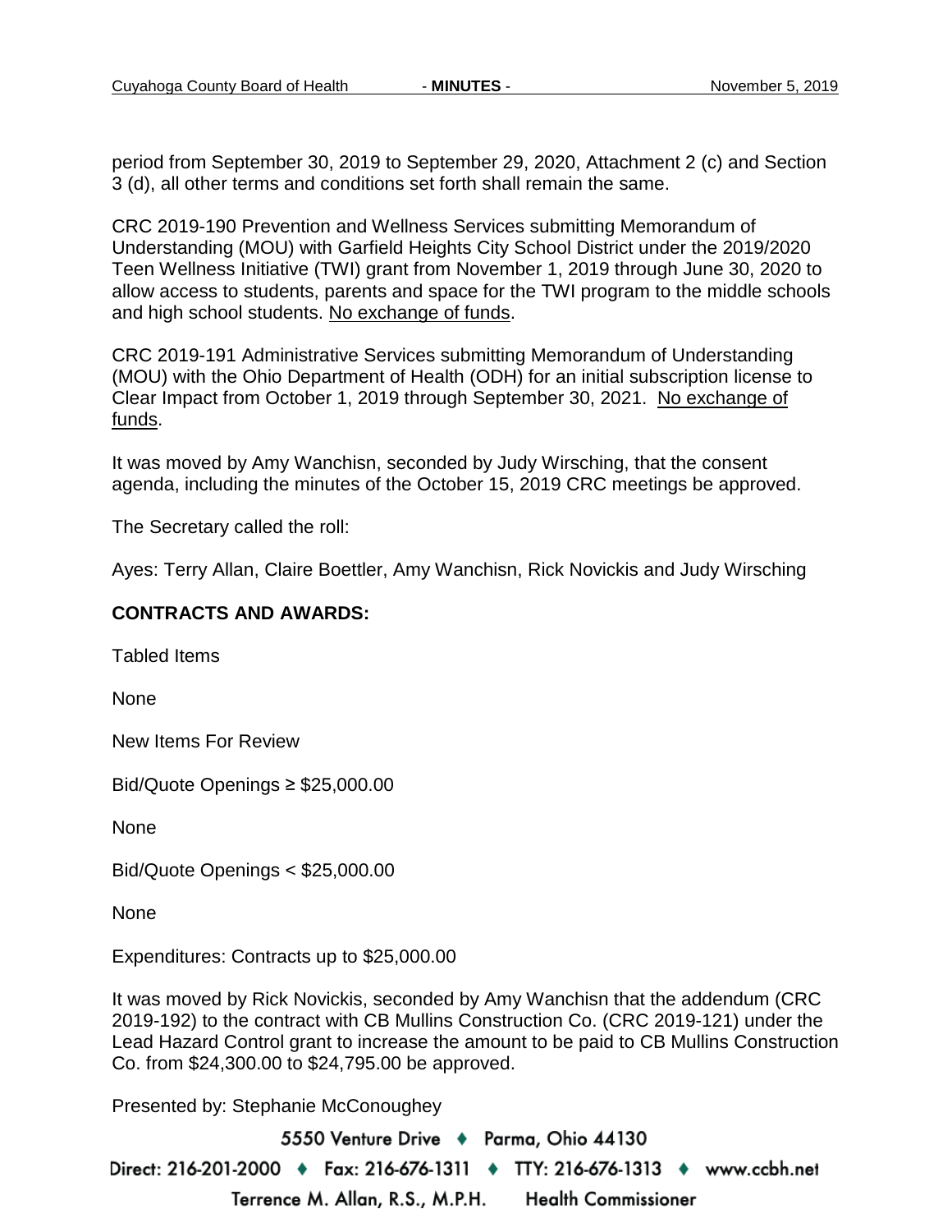period from September 30, 2019 to September 29, 2020, Attachment 2 (c) and Section 3 (d), all other terms and conditions set forth shall remain the same.

CRC 2019-190 Prevention and Wellness Services submitting Memorandum of Understanding (MOU) with Garfield Heights City School District under the 2019/2020 Teen Wellness Initiative (TWI) grant from November 1, 2019 through June 30, 2020 to allow access to students, parents and space for the TWI program to the middle schools and high school students. <u>No exchange of funds</u>.

CRC 2019-191 Administrative Services submitting Memorandum of Understanding (MOU) with the Ohio Department of Health (ODH) for an initial subscription license to Clear Impact from October 1, 2019 through September 30, 2021. <u>No exchange of funds</u>.

It was moved by Amy Wanchisn, seconded by Judy Wirsching, that the consent agenda, including the minutes of the October 15, 2019 CRC meetings be approved.

The Secretary called the roll:

Ayes: Terry Allan, Claire Boettler, Amy Wanchisn, Rick Novickis and Judy Wirsching

**CONTRACTS AND AWARDS:**

Tabled Items

None

New Items For Review

Bid/Quote Openings ≥ $25,000.00

None

Bid/Quote Openings < $25,000.00

None

Expenditures: Contracts up to $25,000.00

It was moved by Rick Novickis, seconded by Amy Wanchisn that the addendum (CRC 2019-192) to the contract with CB Mullins Construction Co. (CRC 2019-121) under the Lead Hazard Control grant to increase the amount to be paid to CB Mullins Construction Co. from $24,300.00 to $24,795.00 be approved.

Presented by: Stephanie McConoughey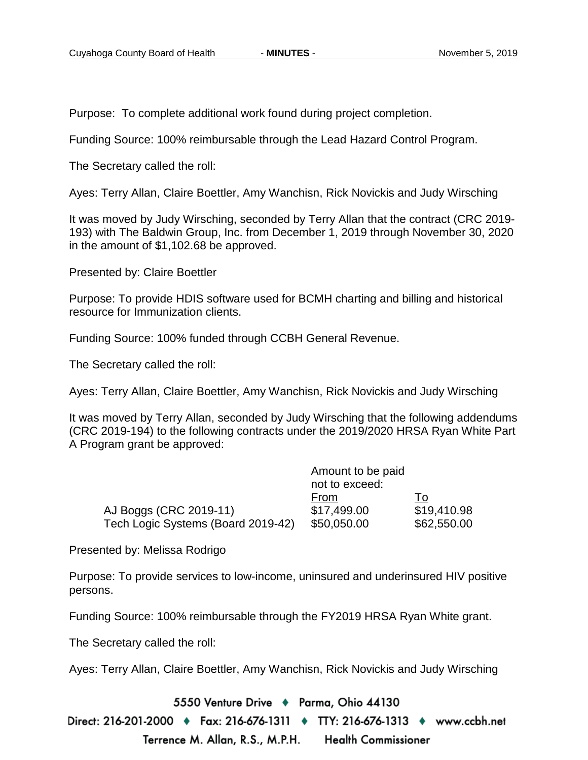Purpose: To complete additional work found during project completion.

Funding Source: 100% reimbursable through the Lead Hazard Control Program.

The Secretary called the roll:

Ayes: Terry Allan, Claire Boettler, Amy Wanchisn, Rick Novickis and Judy Wirsching

It was moved by Judy Wirsching, seconded by Terry Allan that the contract (CRC 2019-193) with The Baldwin Group, Inc. from December 1, 2019 through November 30, 2020 in the amount of $1,102.68 be approved.

Presented by: Claire Boettler

Purpose: To provide HDIS software used for BCMH charting and billing and historical resource for Immunization clients.

Funding Source: 100% funded through CCBH General Revenue.

The Secretary called the roll:

Ayes: Terry Allan, Claire Boettler, Amy Wanchisn, Rick Novickis and Judy Wirsching

It was moved by Terry Allan, seconded by Judy Wirsching that the following addendums (CRC 2019-194) to the following contracts under the 2019/2020 HRSA Ryan White Part A Program grant be approved:

| | Amount to be paid not to exceed: From | To |
|---|---|---|
| AJ Boggs (CRC 2019-11) | $17,499.00 | $19,410.98 |
| Tech Logic Systems (Board 2019-42) | $50,050.00 | $62,550.00 |

Presented by: Melissa Rodrigo

Purpose: To provide services to low-income, uninsured and underinsured HIV positive persons.

Funding Source: 100% reimbursable through the FY2019 HRSA Ryan White grant.

The Secretary called the roll:

Ayes: Terry Allan, Claire Boettler, Amy Wanchisn, Rick Novickis and Judy Wirsching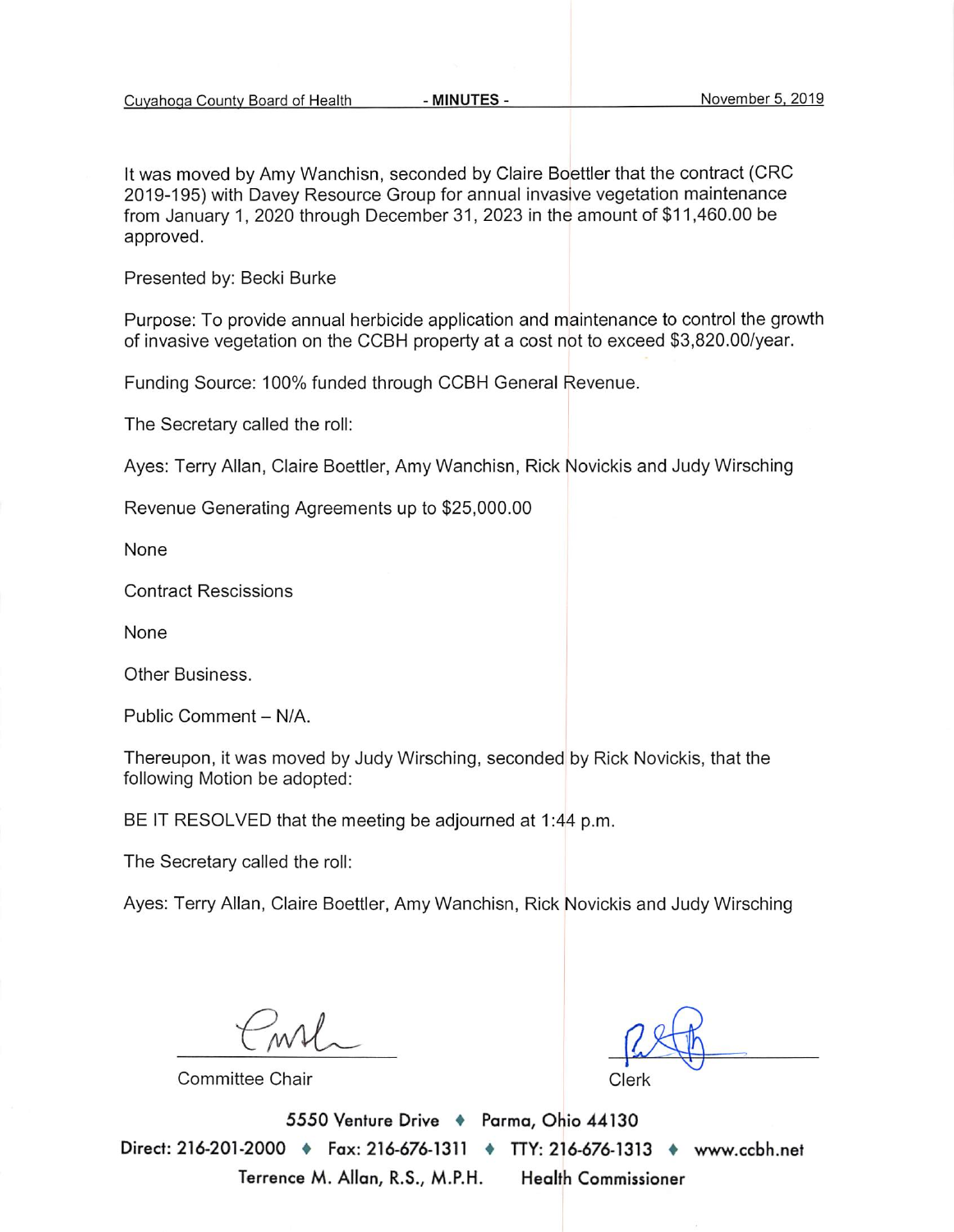It was moved by Amy Wanchisn, seconded by Claire Boettler that the contract (CRC 2019-195) with Davey Resource Group for annual invasive vegetation maintenance from January 1, 2020 through December 31, 2023 in the amount of $11,460.00 be approved.

Presented by: Becki Burke

Purpose: To provide annual herbicide application and maintenance to control the growth of invasive vegetation on the CCBH property at a cost not to exceed $3,820.00/year.

Funding Source: 100% funded through CCBH General Revenue.

The Secretary called the roll:

Ayes: Terry Allan, Claire Boettler, Amy Wanchisn, Rick Novickis and Judy Wirsching

Revenue Generating Agreements up to $25,000.00

None

Contract Rescissions

None

Other Business.

Public Comment – N/A.

Thereupon, it was moved by Judy Wirsching, seconded by Rick Novickis, that the following Motion be adopted:

BE IT RESOLVED that the meeting be adjourned at 1:44 p.m.

The Secretary called the roll:

Ayes: Terry Allan, Claire Boettler, Amy Wanchisn, Rick Novickis and Judy Wirsching

Committee Chair

Clerk